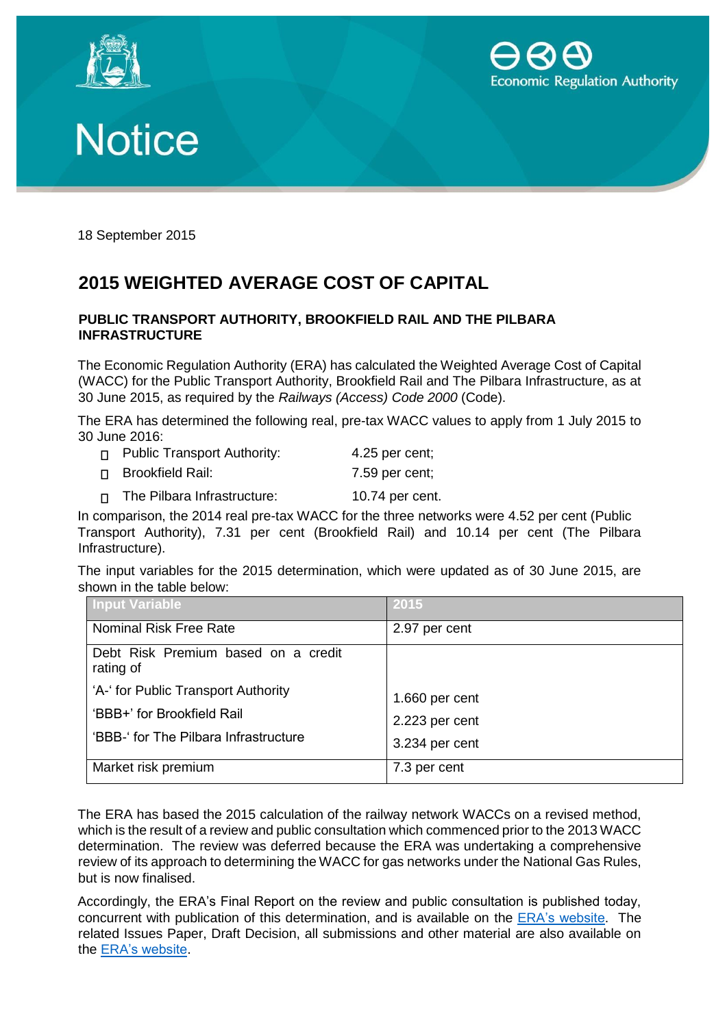# Notice

18 September 2015

## 2015 WEIGHTED AVERAGE COST OF CAPITAL

### PUBLIC TRANSPORT AUTHORITY, BROOKFIELD RAIL AND THE PILBARA INFRASTRUCTURE

The Economic Regulation Authority (ERA) has calculated the Weighted Average Cost of Capital (WACC) for the Public Transport Authority, Brookfield Rail and The Pilbara Infrastructure, as at 30 June 2015, as required by the *Railways (Access) Code 2000* (Code).

The ERA has determined the following real, pre-tax WACC values to apply from 1 July 2015 to 30 June 2016:

- Public Transport Authority: 4.25 per cent;
- Brookfield Rail: 7.59 per cent;
- The Pilbara Infrastructure: 10.74 per cent.

In comparison, the 2014 real pre-tax WACC for the three networks were 4.52 per cent (Public Transport Authority), 7.31 per cent (Brookfield Rail) and 10.14 per cent (The Pilbara Infrastructure).

The input variables for the 2015 determination, which were updated as of 30 June 2015, are shown in the table below:

| Input Variable | 2015 |
|---|---|
| Nominal Risk Free Rate | 2.97 per cent |
| Debt Risk Premium based on a credit rating of | |
| 'A-' for Public Transport Authority | 1.660 per cent |
| 'BBB+' for Brookfield Rail | 2.223 per cent |
| 'BBB-' for The Pilbara Infrastructure | 3.234 per cent |
| Market risk premium | 7.3 per cent |

The ERA has based the 2015 calculation of the railway network WACCs on a revised method, which is the result of a review and public consultation which commenced prior to the 2013 WACC determination. The review was deferred because the ERA was undertaking a comprehensive review of its approach to determining the WACC for gas networks under the National Gas Rules, but is now finalised.

Accordingly, the ERA's Final Report on the review and public consultation is published today, concurrent with publication of this determination, and is available on the ERA's website. The related Issues Paper, Draft Decision, all submissions and other material are also available on the ERA's website.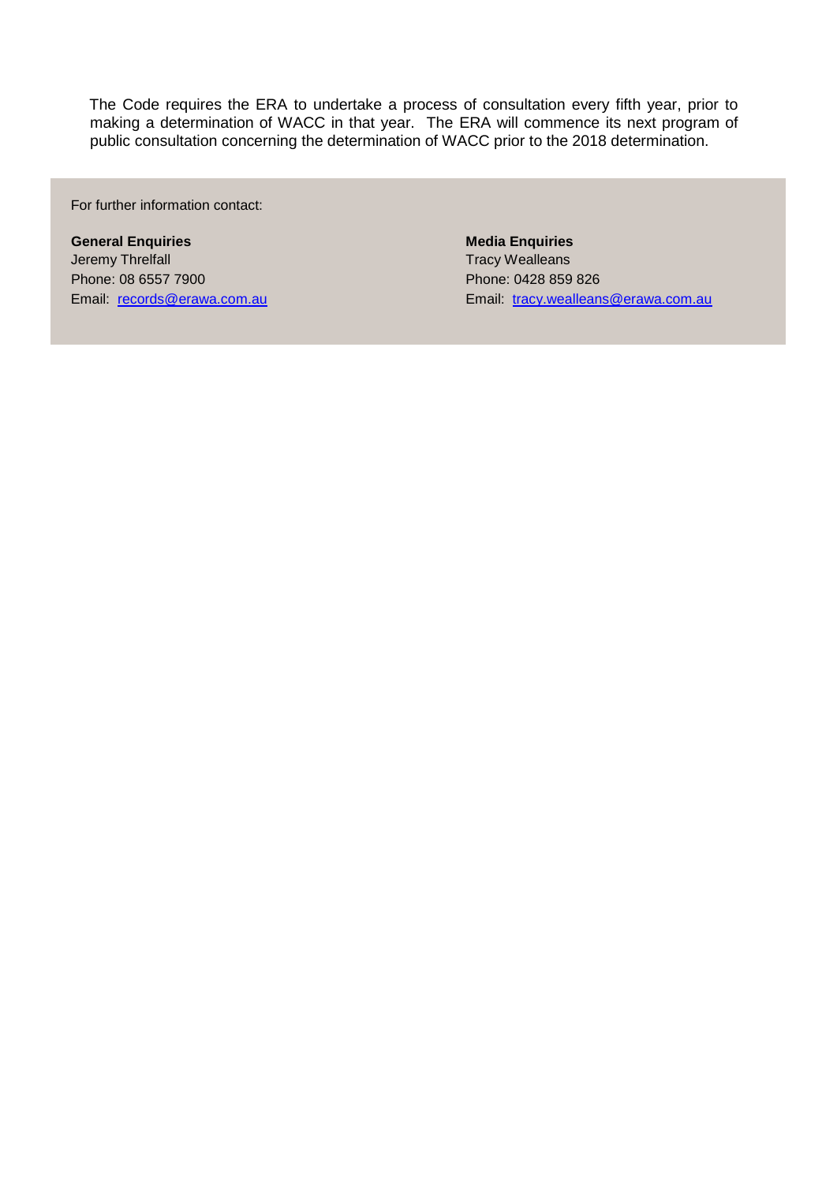The Code requires the ERA to undertake a process of consultation every fifth year, prior to making a determination of WACC in that year. The ERA will commence its next program of public consultation concerning the determination of WACC prior to the 2018 determination.

For further information contact:

**General Enquiries**
Jeremy Threlfall
Phone: 08 6557 7900
Email: records@erawa.com.au

**Media Enquiries**
Tracy Wealleans
Phone: 0428 859 826
Email: tracy.wealleans@erawa.com.au